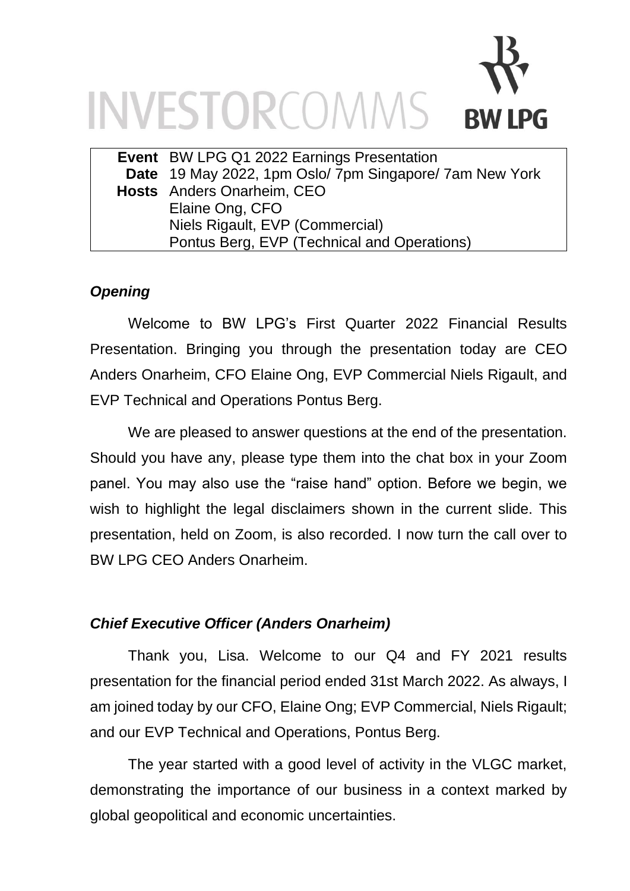INVESTORCOMMS

BW LPG

| | |
|---|---|
| **Event** | BW LPG Q1 2022 Earnings Presentation |
| **Date** | 19 May 2022, 1pm Oslo/ 7pm Singapore/ 7am New York |
| **Hosts** | Anders Onarheim, CEO |
| | Elaine Ong, CFO |
| | Niels Rigault, EVP (Commercial) |
| | Pontus Berg, EVP (Technical and Operations) |

### *Opening*

Welcome to BW LPG's First Quarter 2022 Financial Results Presentation. Bringing you through the presentation today are CEO Anders Onarheim, CFO Elaine Ong, EVP Commercial Niels Rigault, and EVP Technical and Operations Pontus Berg.

We are pleased to answer questions at the end of the presentation. Should you have any, please type them into the chat box in your Zoom panel. You may also use the "raise hand" option. Before we begin, we wish to highlight the legal disclaimers shown in the current slide. This presentation, held on Zoom, is also recorded. I now turn the call over to BW LPG CEO Anders Onarheim.

### *Chief Executive Officer (Anders Onarheim)*

Thank you, Lisa. Welcome to our Q4 and FY 2021 results presentation for the financial period ended 31st March 2022. As always, I am joined today by our CFO, Elaine Ong; EVP Commercial, Niels Rigault; and our EVP Technical and Operations, Pontus Berg.

The year started with a good level of activity in the VLGC market, demonstrating the importance of our business in a context marked by global geopolitical and economic uncertainties.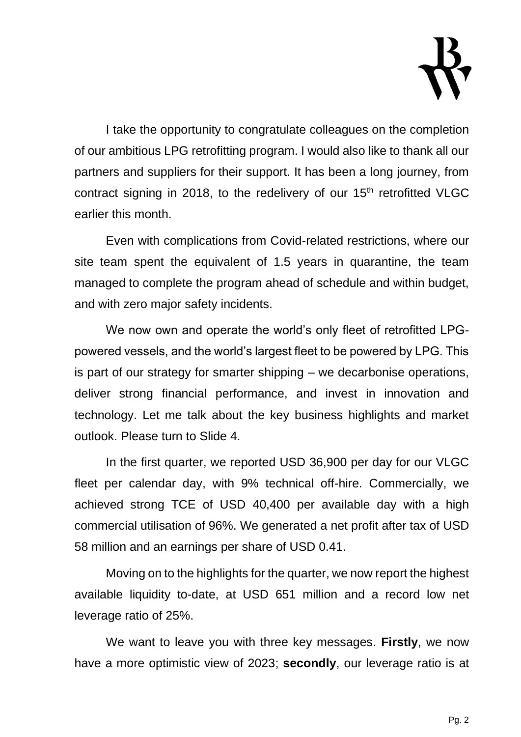I take the opportunity to congratulate colleagues on the completion of our ambitious LPG retrofitting program. I would also like to thank all our partners and suppliers for their support. It has been a long journey, from contract signing in 2018, to the redelivery of our 15th retrofitted VLGC earlier this month.

Even with complications from Covid-related restrictions, where our site team spent the equivalent of 1.5 years in quarantine, the team managed to complete the program ahead of schedule and within budget, and with zero major safety incidents.

We now own and operate the world's only fleet of retrofitted LPG-powered vessels, and the world's largest fleet to be powered by LPG. This is part of our strategy for smarter shipping – we decarbonise operations, deliver strong financial performance, and invest in innovation and technology. Let me talk about the key business highlights and market outlook. Please turn to Slide 4.

In the first quarter, we reported USD 36,900 per day for our VLGC fleet per calendar day, with 9% technical off-hire. Commercially, we achieved strong TCE of USD 40,400 per available day with a high commercial utilisation of 96%. We generated a net profit after tax of USD 58 million and an earnings per share of USD 0.41.

Moving on to the highlights for the quarter, we now report the highest available liquidity to-date, at USD 651 million and a record low net leverage ratio of 25%.

We want to leave you with three key messages. **Firstly**, we now have a more optimistic view of 2023; **secondly**, our leverage ratio is at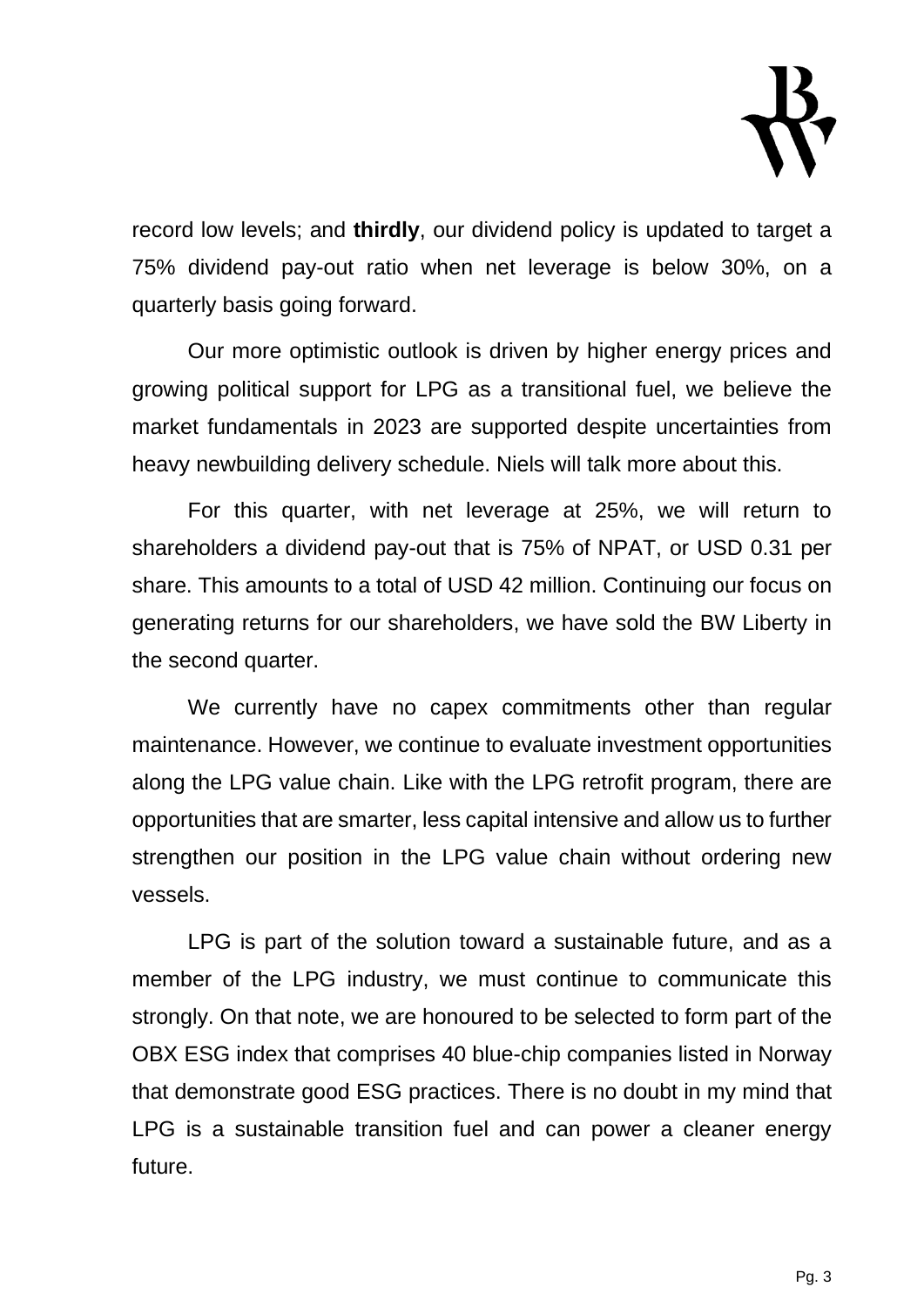record low levels; and **thirdly**, our dividend policy is updated to target a 75% dividend pay-out ratio when net leverage is below 30%, on a quarterly basis going forward.

Our more optimistic outlook is driven by higher energy prices and growing political support for LPG as a transitional fuel, we believe the market fundamentals in 2023 are supported despite uncertainties from heavy newbuilding delivery schedule. Niels will talk more about this.

For this quarter, with net leverage at 25%, we will return to shareholders a dividend pay-out that is 75% of NPAT, or USD 0.31 per share. This amounts to a total of USD 42 million. Continuing our focus on generating returns for our shareholders, we have sold the BW Liberty in the second quarter.

We currently have no capex commitments other than regular maintenance. However, we continue to evaluate investment opportunities along the LPG value chain. Like with the LPG retrofit program, there are opportunities that are smarter, less capital intensive and allow us to further strengthen our position in the LPG value chain without ordering new vessels.

LPG is part of the solution toward a sustainable future, and as a member of the LPG industry, we must continue to communicate this strongly. On that note, we are honoured to be selected to form part of the OBX ESG index that comprises 40 blue-chip companies listed in Norway that demonstrate good ESG practices. There is no doubt in my mind that LPG is a sustainable transition fuel and can power a cleaner energy future.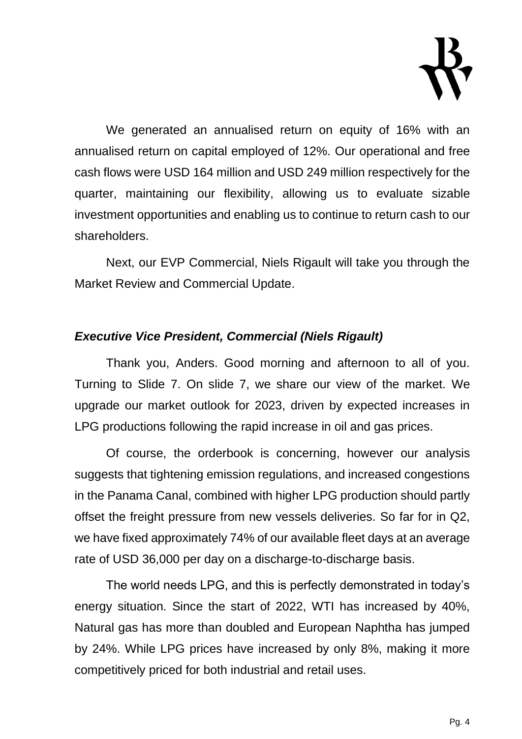We generated an annualised return on equity of 16% with an annualised return on capital employed of 12%. Our operational and free cash flows were USD 164 million and USD 249 million respectively for the quarter, maintaining our flexibility, allowing us to evaluate sizable investment opportunities and enabling us to continue to return cash to our shareholders.

Next, our EVP Commercial, Niels Rigault will take you through the Market Review and Commercial Update.

***Executive Vice President, Commercial (Niels Rigault)***

Thank you, Anders. Good morning and afternoon to all of you. Turning to Slide 7. On slide 7, we share our view of the market. We upgrade our market outlook for 2023, driven by expected increases in LPG productions following the rapid increase in oil and gas prices.

Of course, the orderbook is concerning, however our analysis suggests that tightening emission regulations, and increased congestions in the Panama Canal, combined with higher LPG production should partly offset the freight pressure from new vessels deliveries. So far for in Q2, we have fixed approximately 74% of our available fleet days at an average rate of USD 36,000 per day on a discharge-to-discharge basis.

The world needs LPG, and this is perfectly demonstrated in today's energy situation. Since the start of 2022, WTI has increased by 40%, Natural gas has more than doubled and European Naphtha has jumped by 24%. While LPG prices have increased by only 8%, making it more competitively priced for both industrial and retail uses.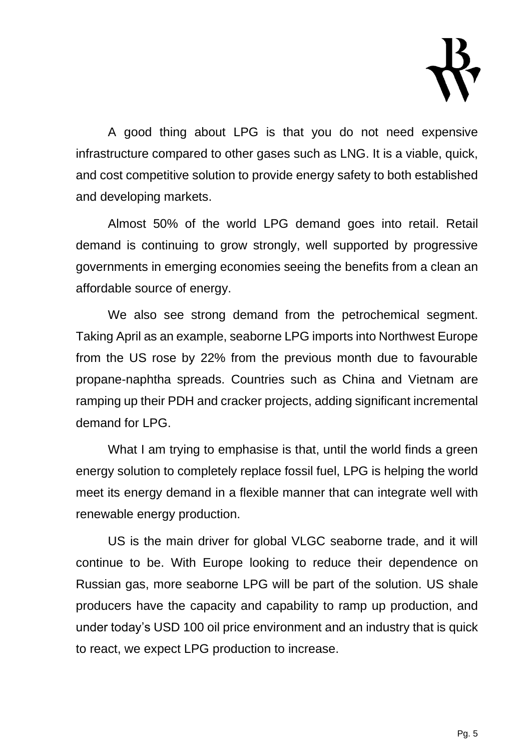A good thing about LPG is that you do not need expensive infrastructure compared to other gases such as LNG. It is a viable, quick, and cost competitive solution to provide energy safety to both established and developing markets.

Almost 50% of the world LPG demand goes into retail. Retail demand is continuing to grow strongly, well supported by progressive governments in emerging economies seeing the benefits from a clean an affordable source of energy.

We also see strong demand from the petrochemical segment. Taking April as an example, seaborne LPG imports into Northwest Europe from the US rose by 22% from the previous month due to favourable propane-naphtha spreads. Countries such as China and Vietnam are ramping up their PDH and cracker projects, adding significant incremental demand for LPG.

What I am trying to emphasise is that, until the world finds a green energy solution to completely replace fossil fuel, LPG is helping the world meet its energy demand in a flexible manner that can integrate well with renewable energy production.

US is the main driver for global VLGC seaborne trade, and it will continue to be. With Europe looking to reduce their dependence on Russian gas, more seaborne LPG will be part of the solution. US shale producers have the capacity and capability to ramp up production, and under today's USD 100 oil price environment and an industry that is quick to react, we expect LPG production to increase.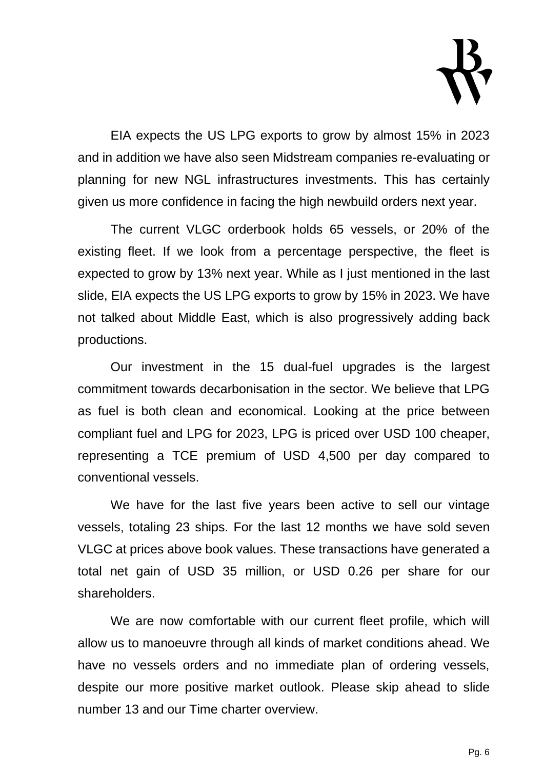EIA expects the US LPG exports to grow by almost 15% in 2023 and in addition we have also seen Midstream companies re-evaluating or planning for new NGL infrastructures investments. This has certainly given us more confidence in facing the high newbuild orders next year.

The current VLGC orderbook holds 65 vessels, or 20% of the existing fleet. If we look from a percentage perspective, the fleet is expected to grow by 13% next year. While as I just mentioned in the last slide, EIA expects the US LPG exports to grow by 15% in 2023. We have not talked about Middle East, which is also progressively adding back productions.

Our investment in the 15 dual-fuel upgrades is the largest commitment towards decarbonisation in the sector. We believe that LPG as fuel is both clean and economical. Looking at the price between compliant fuel and LPG for 2023, LPG is priced over USD 100 cheaper, representing a TCE premium of USD 4,500 per day compared to conventional vessels.

We have for the last five years been active to sell our vintage vessels, totaling 23 ships. For the last 12 months we have sold seven VLGC at prices above book values. These transactions have generated a total net gain of USD 35 million, or USD 0.26 per share for our shareholders.

We are now comfortable with our current fleet profile, which will allow us to manoeuvre through all kinds of market conditions ahead. We have no vessels orders and no immediate plan of ordering vessels, despite our more positive market outlook. Please skip ahead to slide number 13 and our Time charter overview.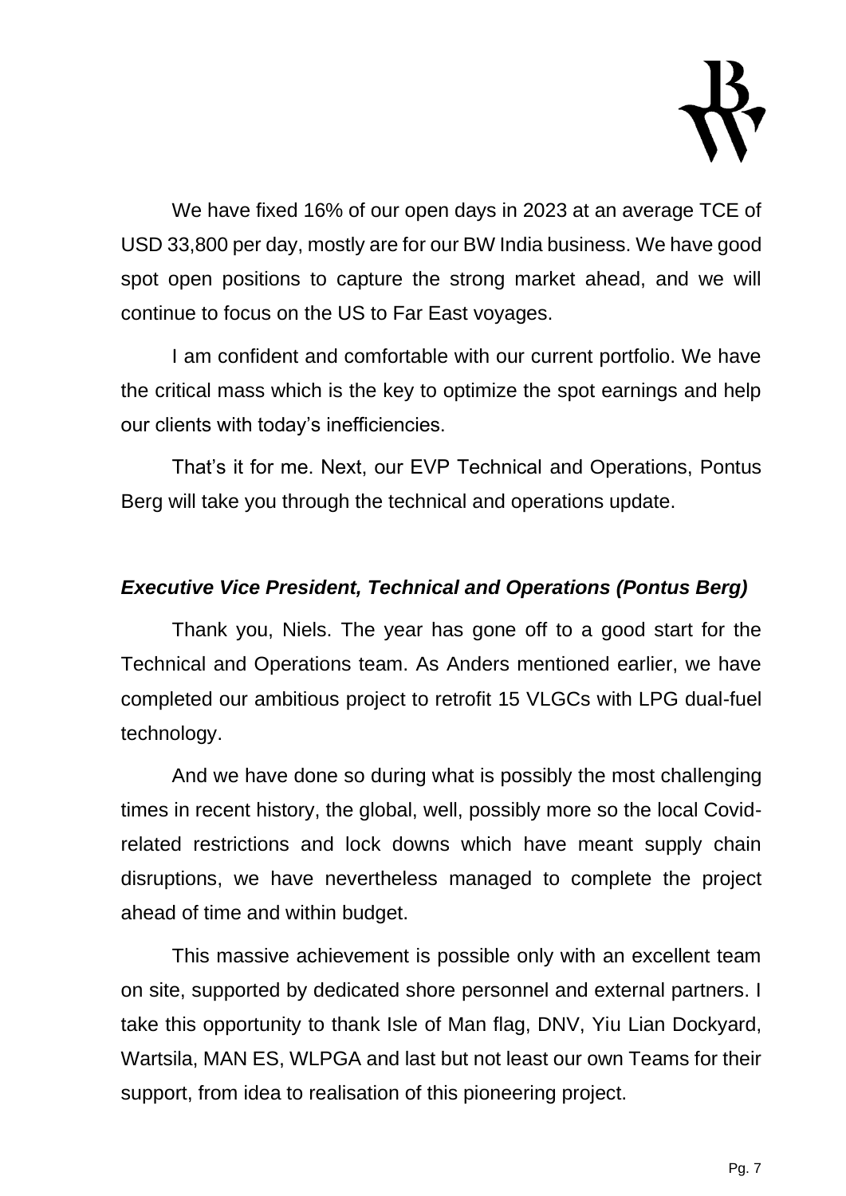We have fixed 16% of our open days in 2023 at an average TCE of USD 33,800 per day, mostly are for our BW India business. We have good spot open positions to capture the strong market ahead, and we will continue to focus on the US to Far East voyages.

I am confident and comfortable with our current portfolio. We have the critical mass which is the key to optimize the spot earnings and help our clients with today's inefficiencies.

That's it for me. Next, our EVP Technical and Operations, Pontus Berg will take you through the technical and operations update.

***Executive Vice President, Technical and Operations (Pontus Berg)***

Thank you, Niels. The year has gone off to a good start for the Technical and Operations team. As Anders mentioned earlier, we have completed our ambitious project to retrofit 15 VLGCs with LPG dual-fuel technology.

And we have done so during what is possibly the most challenging times in recent history, the global, well, possibly more so the local Covid-related restrictions and lock downs which have meant supply chain disruptions, we have nevertheless managed to complete the project ahead of time and within budget.

This massive achievement is possible only with an excellent team on site, supported by dedicated shore personnel and external partners. I take this opportunity to thank Isle of Man flag, DNV, Yiu Lian Dockyard, Wartsila, MAN ES, WLPGA and last but not least our own Teams for their support, from idea to realisation of this pioneering project.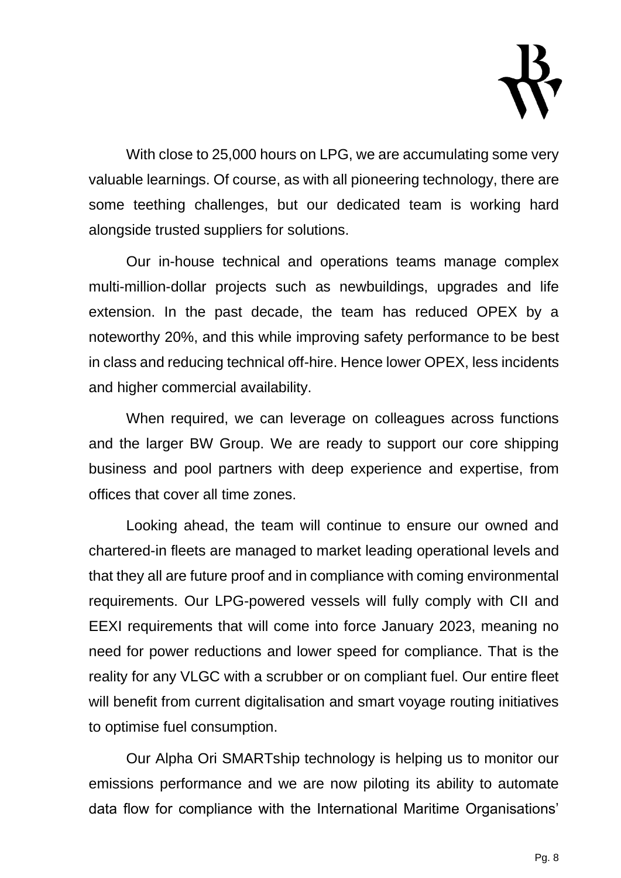With close to 25,000 hours on LPG, we are accumulating some very valuable learnings. Of course, as with all pioneering technology, there are some teething challenges, but our dedicated team is working hard alongside trusted suppliers for solutions.

Our in-house technical and operations teams manage complex multi-million-dollar projects such as newbuildings, upgrades and life extension. In the past decade, the team has reduced OPEX by a noteworthy 20%, and this while improving safety performance to be best in class and reducing technical off-hire. Hence lower OPEX, less incidents and higher commercial availability.

When required, we can leverage on colleagues across functions and the larger BW Group. We are ready to support our core shipping business and pool partners with deep experience and expertise, from offices that cover all time zones.

Looking ahead, the team will continue to ensure our owned and chartered-in fleets are managed to market leading operational levels and that they all are future proof and in compliance with coming environmental requirements. Our LPG-powered vessels will fully comply with CII and EEXI requirements that will come into force January 2023, meaning no need for power reductions and lower speed for compliance. That is the reality for any VLGC with a scrubber or on compliant fuel. Our entire fleet will benefit from current digitalisation and smart voyage routing initiatives to optimise fuel consumption.

Our Alpha Ori SMARTship technology is helping us to monitor our emissions performance and we are now piloting its ability to automate data flow for compliance with the International Maritime Organisations'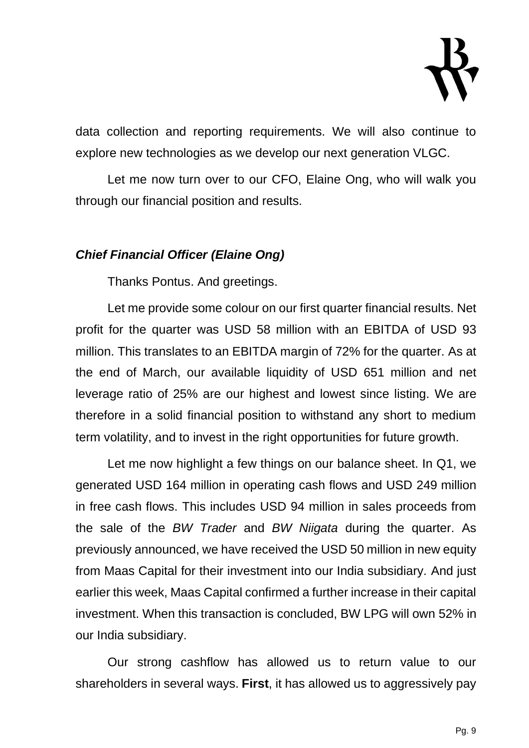data collection and reporting requirements. We will also continue to explore new technologies as we develop our next generation VLGC.

Let me now turn over to our CFO, Elaine Ong, who will walk you through our financial position and results.

***Chief Financial Officer (Elaine Ong)***

Thanks Pontus. And greetings.

Let me provide some colour on our first quarter financial results. Net profit for the quarter was USD 58 million with an EBITDA of USD 93 million. This translates to an EBITDA margin of 72% for the quarter. As at the end of March, our available liquidity of USD 651 million and net leverage ratio of 25% are our highest and lowest since listing. We are therefore in a solid financial position to withstand any short to medium term volatility, and to invest in the right opportunities for future growth.

Let me now highlight a few things on our balance sheet. In Q1, we generated USD 164 million in operating cash flows and USD 249 million in free cash flows. This includes USD 94 million in sales proceeds from the sale of the *BW Trader* and *BW Niigata* during the quarter. As previously announced, we have received the USD 50 million in new equity from Maas Capital for their investment into our India subsidiary. And just earlier this week, Maas Capital confirmed a further increase in their capital investment. When this transaction is concluded, BW LPG will own 52% in our India subsidiary.

Our strong cashflow has allowed us to return value to our shareholders in several ways. **First**, it has allowed us to aggressively pay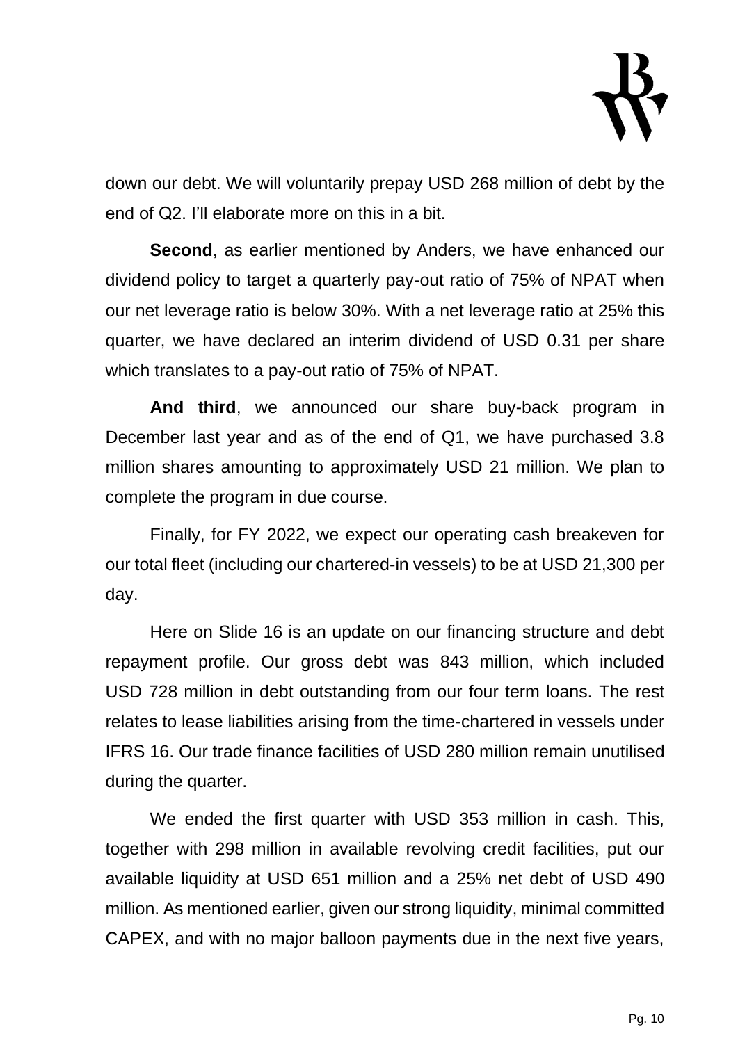down our debt. We will voluntarily prepay USD 268 million of debt by the end of Q2. I'll elaborate more on this in a bit.

**Second**, as earlier mentioned by Anders, we have enhanced our dividend policy to target a quarterly pay-out ratio of 75% of NPAT when our net leverage ratio is below 30%. With a net leverage ratio at 25% this quarter, we have declared an interim dividend of USD 0.31 per share which translates to a pay-out ratio of 75% of NPAT.

**And third**, we announced our share buy-back program in December last year and as of the end of Q1, we have purchased 3.8 million shares amounting to approximately USD 21 million. We plan to complete the program in due course.

Finally, for FY 2022, we expect our operating cash breakeven for our total fleet (including our chartered-in vessels) to be at USD 21,300 per day.

Here on Slide 16 is an update on our financing structure and debt repayment profile. Our gross debt was 843 million, which included USD 728 million in debt outstanding from our four term loans. The rest relates to lease liabilities arising from the time-chartered in vessels under IFRS 16. Our trade finance facilities of USD 280 million remain unutilised during the quarter.

We ended the first quarter with USD 353 million in cash. This, together with 298 million in available revolving credit facilities, put our available liquidity at USD 651 million and a 25% net debt of USD 490 million. As mentioned earlier, given our strong liquidity, minimal committed CAPEX, and with no major balloon payments due in the next five years,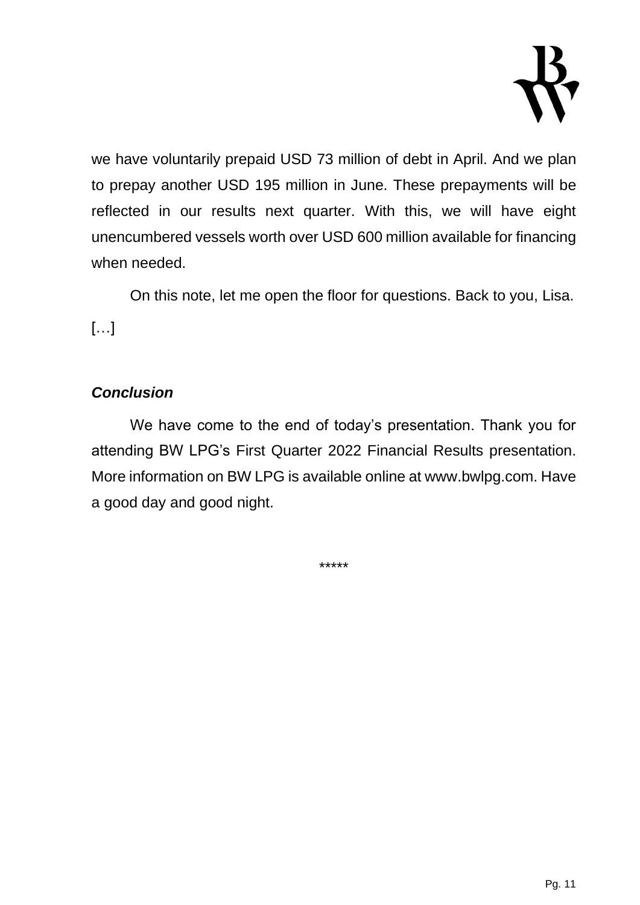we have voluntarily prepaid USD 73 million of debt in April. And we plan to prepay another USD 195 million in June. These prepayments will be reflected in our results next quarter. With this, we will have eight unencumbered vessels worth over USD 600 million available for financing when needed.

On this note, let me open the floor for questions. Back to you, Lisa.

[…]

***Conclusion***

We have come to the end of today's presentation. Thank you for attending BW LPG's First Quarter 2022 Financial Results presentation. More information on BW LPG is available online at www.bwlpg.com. Have a good day and good night.

*****